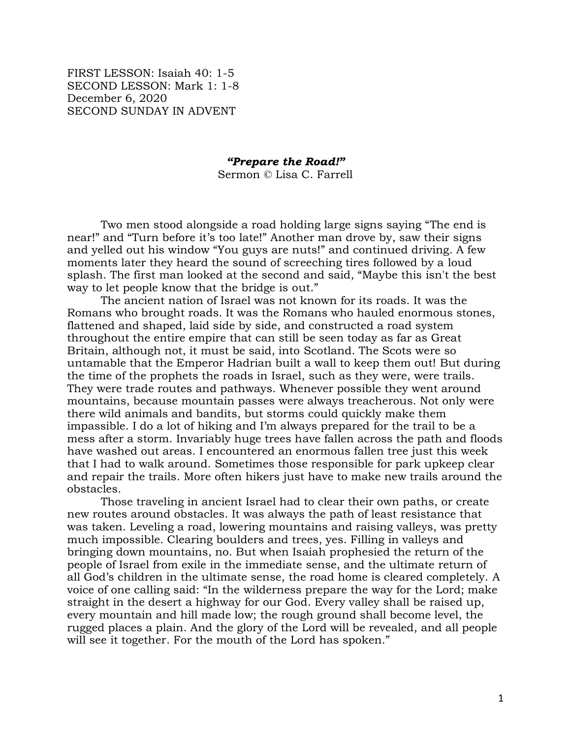FIRST LESSON: Isaiah 40: 1-5
SECOND LESSON: Mark 1: 1-8
December 6, 2020
SECOND SUNDAY IN ADVENT

### ***"Prepare the Road!"***

Sermon © Lisa C. Farrell

Two men stood alongside a road holding large signs saying "The end is near!" and "Turn before it's too late!" Another man drove by, saw their signs and yelled out his window "You guys are nuts!" and continued driving. A few moments later they heard the sound of screeching tires followed by a loud splash. The first man looked at the second and said, "Maybe this isn't the best way to let people know that the bridge is out."

The ancient nation of Israel was not known for its roads. It was the Romans who brought roads. It was the Romans who hauled enormous stones, flattened and shaped, laid side by side, and constructed a road system throughout the entire empire that can still be seen today as far as Great Britain, although not, it must be said, into Scotland. The Scots were so untamable that the Emperor Hadrian built a wall to keep them out! But during the time of the prophets the roads in Israel, such as they were, were trails. They were trade routes and pathways. Whenever possible they went around mountains, because mountain passes were always treacherous. Not only were there wild animals and bandits, but storms could quickly make them impassible. I do a lot of hiking and I'm always prepared for the trail to be a mess after a storm. Invariably huge trees have fallen across the path and floods have washed out areas. I encountered an enormous fallen tree just this week that I had to walk around. Sometimes those responsible for park upkeep clear and repair the trails. More often hikers just have to make new trails around the obstacles.

Those traveling in ancient Israel had to clear their own paths, or create new routes around obstacles. It was always the path of least resistance that was taken. Leveling a road, lowering mountains and raising valleys, was pretty much impossible. Clearing boulders and trees, yes. Filling in valleys and bringing down mountains, no. But when Isaiah prophesied the return of the people of Israel from exile in the immediate sense, and the ultimate return of all God's children in the ultimate sense, the road home is cleared completely. A voice of one calling said: "In the wilderness prepare the way for the Lord; make straight in the desert a highway for our God. Every valley shall be raised up, every mountain and hill made low; the rough ground shall become level, the rugged places a plain. And the glory of the Lord will be revealed, and all people will see it together. For the mouth of the Lord has spoken."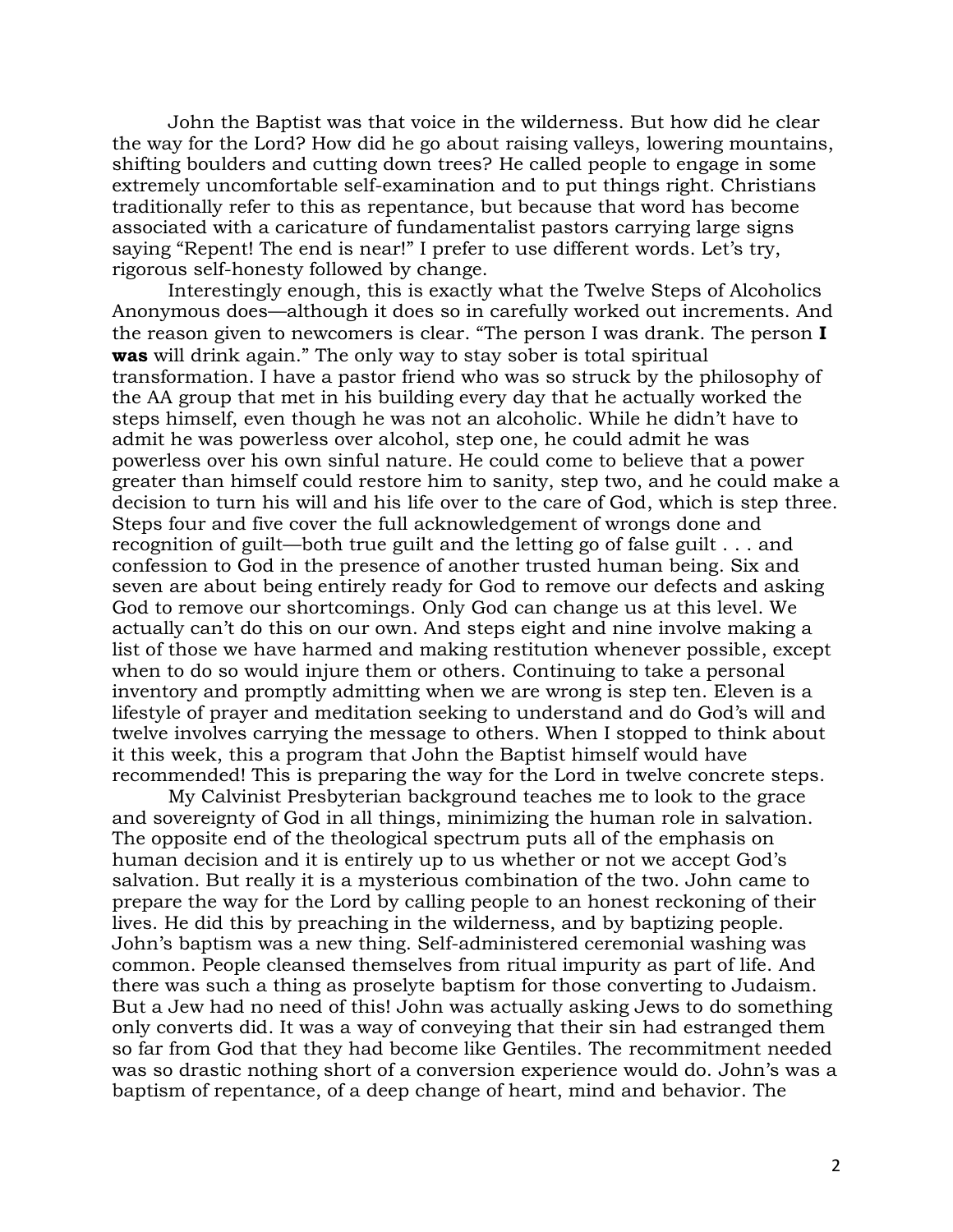John the Baptist was that voice in the wilderness. But how did he clear the way for the Lord? How did he go about raising valleys, lowering mountains, shifting boulders and cutting down trees? He called people to engage in some extremely uncomfortable self-examination and to put things right. Christians traditionally refer to this as repentance, but because that word has become associated with a caricature of fundamentalist pastors carrying large signs saying "Repent! The end is near!" I prefer to use different words. Let's try, rigorous self-honesty followed by change.

Interestingly enough, this is exactly what the Twelve Steps of Alcoholics Anonymous does—although it does so in carefully worked out increments. And the reason given to newcomers is clear. "The person I was drank. The person **I was** will drink again." The only way to stay sober is total spiritual transformation. I have a pastor friend who was so struck by the philosophy of the AA group that met in his building every day that he actually worked the steps himself, even though he was not an alcoholic. While he didn't have to admit he was powerless over alcohol, step one, he could admit he was powerless over his own sinful nature. He could come to believe that a power greater than himself could restore him to sanity, step two, and he could make a decision to turn his will and his life over to the care of God, which is step three. Steps four and five cover the full acknowledgement of wrongs done and recognition of guilt—both true guilt and the letting go of false guilt . . . and confession to God in the presence of another trusted human being. Six and seven are about being entirely ready for God to remove our defects and asking God to remove our shortcomings. Only God can change us at this level. We actually can't do this on our own. And steps eight and nine involve making a list of those we have harmed and making restitution whenever possible, except when to do so would injure them or others. Continuing to take a personal inventory and promptly admitting when we are wrong is step ten. Eleven is a lifestyle of prayer and meditation seeking to understand and do God's will and twelve involves carrying the message to others. When I stopped to think about it this week, this a program that John the Baptist himself would have recommended! This is preparing the way for the Lord in twelve concrete steps.

My Calvinist Presbyterian background teaches me to look to the grace and sovereignty of God in all things, minimizing the human role in salvation. The opposite end of the theological spectrum puts all of the emphasis on human decision and it is entirely up to us whether or not we accept God's salvation. But really it is a mysterious combination of the two. John came to prepare the way for the Lord by calling people to an honest reckoning of their lives. He did this by preaching in the wilderness, and by baptizing people. John's baptism was a new thing. Self-administered ceremonial washing was common. People cleansed themselves from ritual impurity as part of life. And there was such a thing as proselyte baptism for those converting to Judaism. But a Jew had no need of this! John was actually asking Jews to do something only converts did. It was a way of conveying that their sin had estranged them so far from God that they had become like Gentiles. The recommitment needed was so drastic nothing short of a conversion experience would do. John's was a baptism of repentance, of a deep change of heart, mind and behavior. The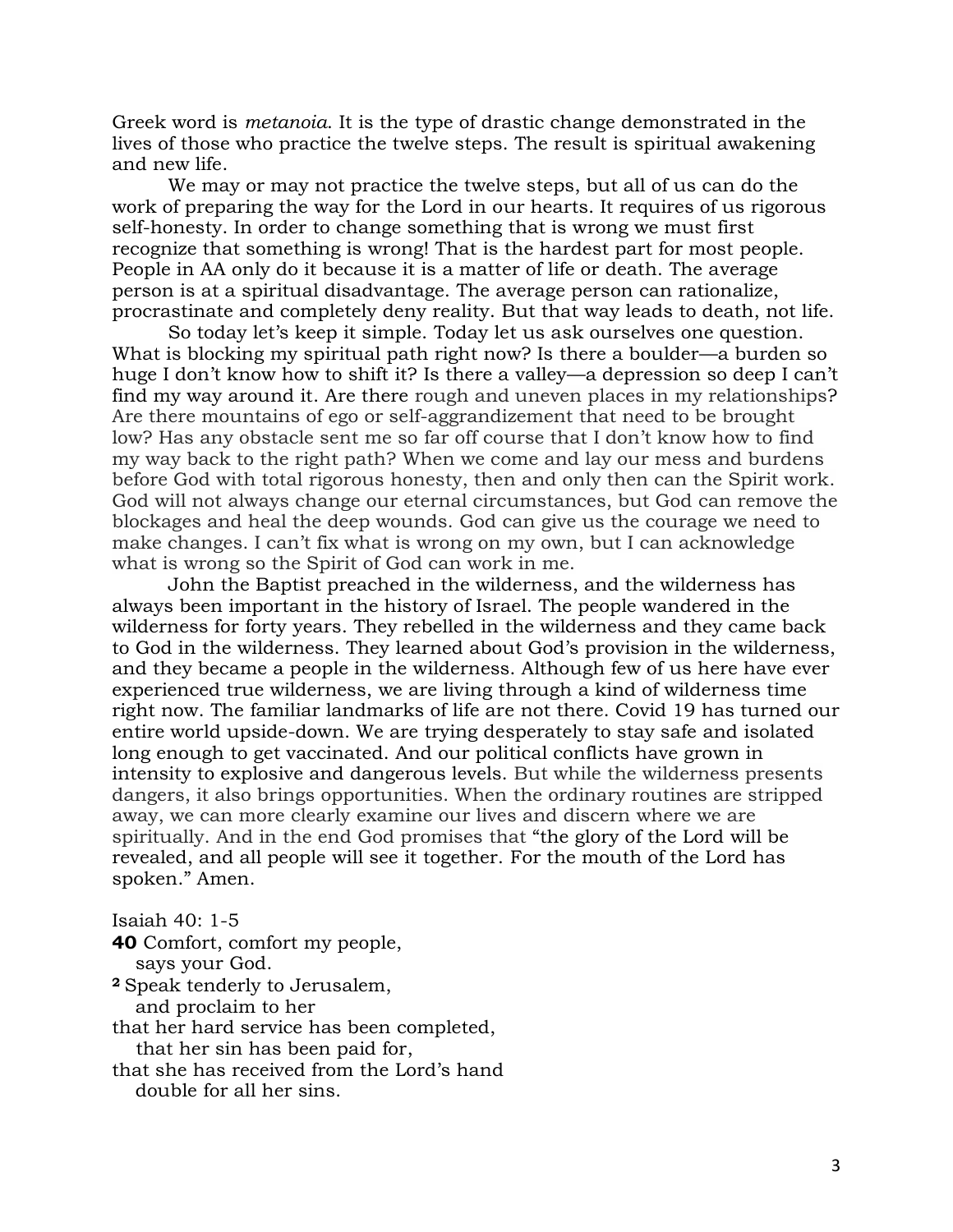Greek word is *metanoia.* It is the type of drastic change demonstrated in the lives of those who practice the twelve steps. The result is spiritual awakening and new life.

We may or may not practice the twelve steps, but all of us can do the work of preparing the way for the Lord in our hearts. It requires of us rigorous self-honesty. In order to change something that is wrong we must first recognize that something is wrong! That is the hardest part for most people. People in AA only do it because it is a matter of life or death. The average person is at a spiritual disadvantage. The average person can rationalize, procrastinate and completely deny reality. But that way leads to death, not life.

So today let's keep it simple. Today let us ask ourselves one question. What is blocking my spiritual path right now? Is there a boulder—a burden so huge I don't know how to shift it? Is there a valley—a depression so deep I can't find my way around it. Are there rough and uneven places in my relationships? Are there mountains of ego or self-aggrandizement that need to be brought low? Has any obstacle sent me so far off course that I don't know how to find my way back to the right path? When we come and lay our mess and burdens before God with total rigorous honesty, then and only then can the Spirit work. God will not always change our eternal circumstances, but God can remove the blockages and heal the deep wounds. God can give us the courage we need to make changes. I can't fix what is wrong on my own, but I can acknowledge what is wrong so the Spirit of God can work in me.

John the Baptist preached in the wilderness, and the wilderness has always been important in the history of Israel. The people wandered in the wilderness for forty years. They rebelled in the wilderness and they came back to God in the wilderness. They learned about God's provision in the wilderness, and they became a people in the wilderness. Although few of us here have ever experienced true wilderness, we are living through a kind of wilderness time right now. The familiar landmarks of life are not there. Covid 19 has turned our entire world upside-down. We are trying desperately to stay safe and isolated long enough to get vaccinated. And our political conflicts have grown in intensity to explosive and dangerous levels. But while the wilderness presents dangers, it also brings opportunities. When the ordinary routines are stripped away, we can more clearly examine our lives and discern where we are spiritually. And in the end God promises that "the glory of the Lord will be revealed, and all people will see it together. For the mouth of the Lord has spoken." Amen.

Isaiah 40: 1-5

**40** Comfort, comfort my people,
  says your God.
**2** Speak tenderly to Jerusalem,
  and proclaim to her
that her hard service has been completed,
  that her sin has been paid for,
that she has received from the Lord's hand
  double for all her sins.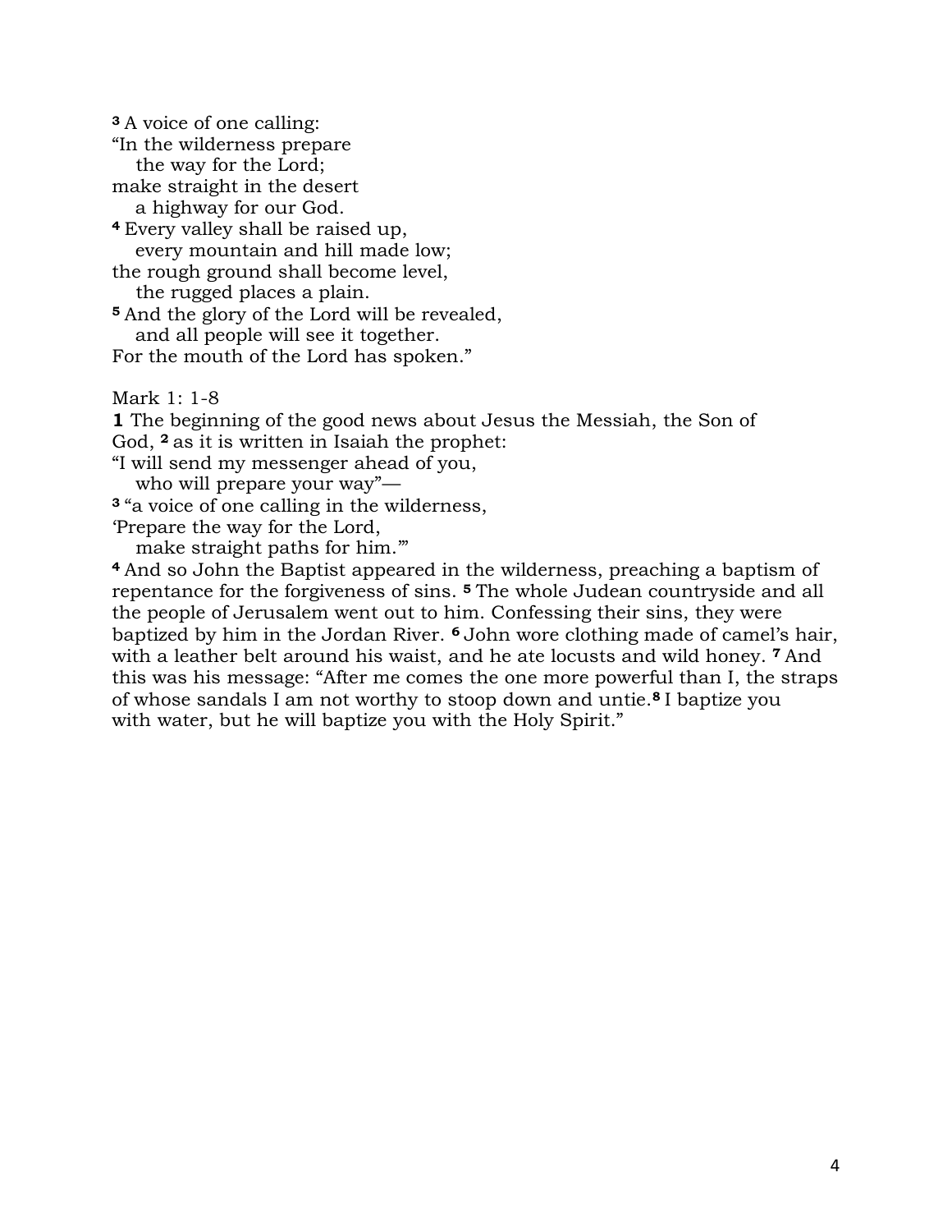**3** A voice of one calling:
"In the wilderness prepare
  the way for the Lord;
make straight in the desert
  a highway for our God.
**4** Every valley shall be raised up,
  every mountain and hill made low;
the rough ground shall become level,
  the rugged places a plain.
**5** And the glory of the Lord will be revealed,
  and all people will see it together.
For the mouth of the Lord has spoken."

Mark 1: 1-8

**1** The beginning of the good news about Jesus the Messiah, the Son of God, **2** as it is written in Isaiah the prophet:
"I will send my messenger ahead of you,
  who will prepare your way"—
**3** "a voice of one calling in the wilderness,
'Prepare the way for the Lord,
  make straight paths for him.'"
**4** And so John the Baptist appeared in the wilderness, preaching a baptism of repentance for the forgiveness of sins. **5** The whole Judean countryside and all the people of Jerusalem went out to him. Confessing their sins, they were baptized by him in the Jordan River. **6** John wore clothing made of camel's hair, with a leather belt around his waist, and he ate locusts and wild honey. **7** And this was his message: "After me comes the one more powerful than I, the straps of whose sandals I am not worthy to stoop down and untie. **8** I baptize you with water, but he will baptize you with the Holy Spirit."